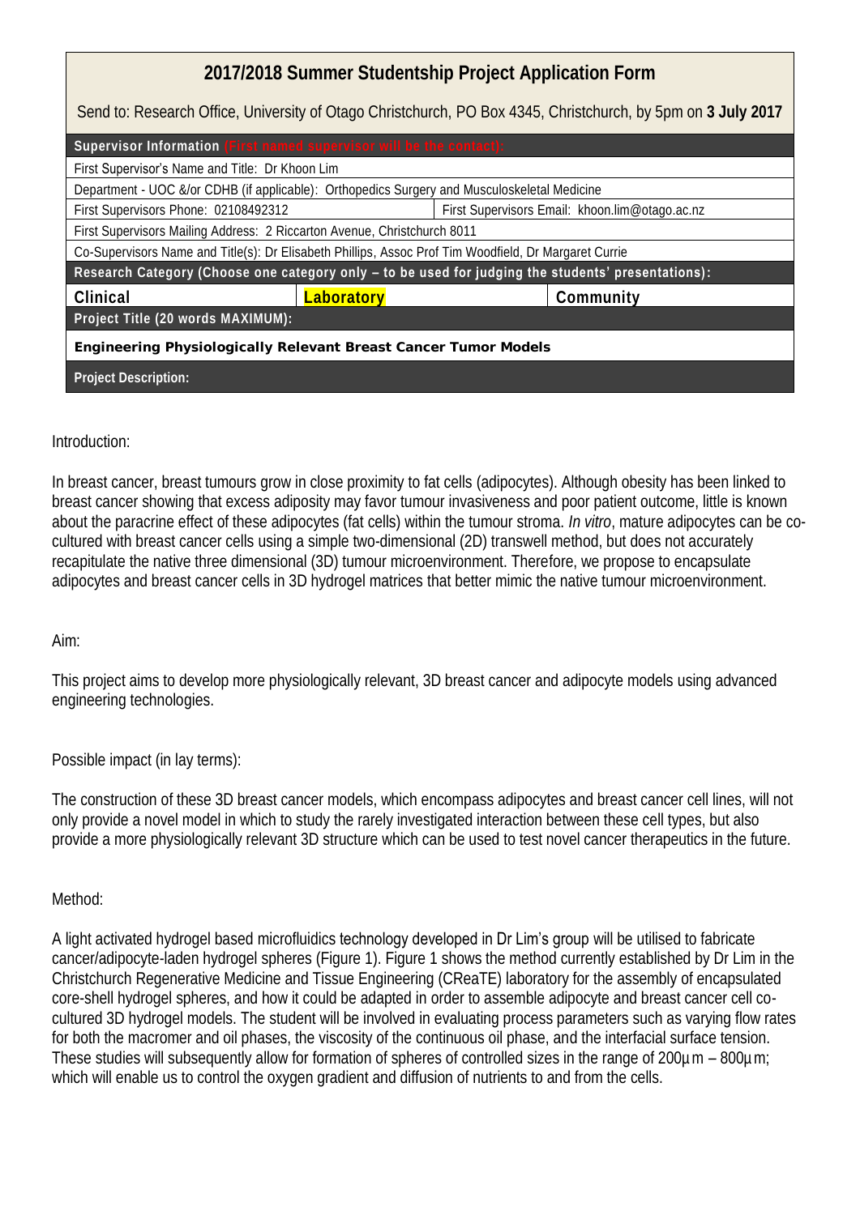# 2017/2018 Summer Studentship Project Application Form

Send to: Research Office, University of Otago Christchurch, PO Box 4345, Christchurch, by 5pm on **3 July 2017**

| **Supervisor Information** (First named supervisor will be the contact): | | |
|---|---|---|
| First Supervisor's Name and Title: Dr Khoon Lim | | |
| Department - UOC &/or CDHB (if applicable): Orthopedics Surgery and Musculoskeletal Medicine | | |
| First Supervisors Phone: 02108492312 | First Supervisors Email: khoon.lim@otago.ac.nz | |
| First Supervisors Mailing Address: 2 Riccarton Avenue, Christchurch 8011 | | |
| Co-Supervisors Name and Title(s): Dr Elisabeth Phillips, Assoc Prof Tim Woodfield, Dr Margaret Currie | | |
| **Research Category (Choose one category only – to be used for judging the students' presentations):** | | |
| **Clinical** | **Laboratory** | **Community** |
| **Project Title (20 words MAXIMUM):** | | |
| **Engineering Physiologically Relevant Breast Cancer Tumor Models** | | |
| **Project Description:** | | |

Introduction:

In breast cancer, breast tumours grow in close proximity to fat cells (adipocytes). Although obesity has been linked to breast cancer showing that excess adiposity may favor tumour invasiveness and poor patient outcome, little is known about the paracrine effect of these adipocytes (fat cells) within the tumour stroma. *In vitro*, mature adipocytes can be co-cultured with breast cancer cells using a simple two-dimensional (2D) transwell method, but does not accurately recapitulate the native three dimensional (3D) tumour microenvironment. Therefore, we propose to encapsulate adipocytes and breast cancer cells in 3D hydrogel matrices that better mimic the native tumour microenvironment.

Aim:

This project aims to develop more physiologically relevant, 3D breast cancer and adipocyte models using advanced engineering technologies.

Possible impact (in lay terms):

The construction of these 3D breast cancer models, which encompass adipocytes and breast cancer cell lines, will not only provide a novel model in which to study the rarely investigated interaction between these cell types, but also provide a more physiologically relevant 3D structure which can be used to test novel cancer therapeutics in the future.

Method:

A light activated hydrogel based microfluidics technology developed in Dr Lim's group will be utilised to fabricate cancer/adipocyte-laden hydrogel spheres (Figure 1). Figure 1 shows the method currently established by Dr Lim in the Christchurch Regenerative Medicine and Tissue Engineering (CReaTE) laboratory for the assembly of encapsulated core-shell hydrogel spheres, and how it could be adapted in order to assemble adipocyte and breast cancer cell co-cultured 3D hydrogel models. The student will be involved in evaluating process parameters such as varying flow rates for both the macromer and oil phases, the viscosity of the continuous oil phase, and the interfacial surface tension. These studies will subsequently allow for formation of spheres of controlled sizes in the range of 200µm – 800µm; which will enable us to control the oxygen gradient and diffusion of nutrients to and from the cells.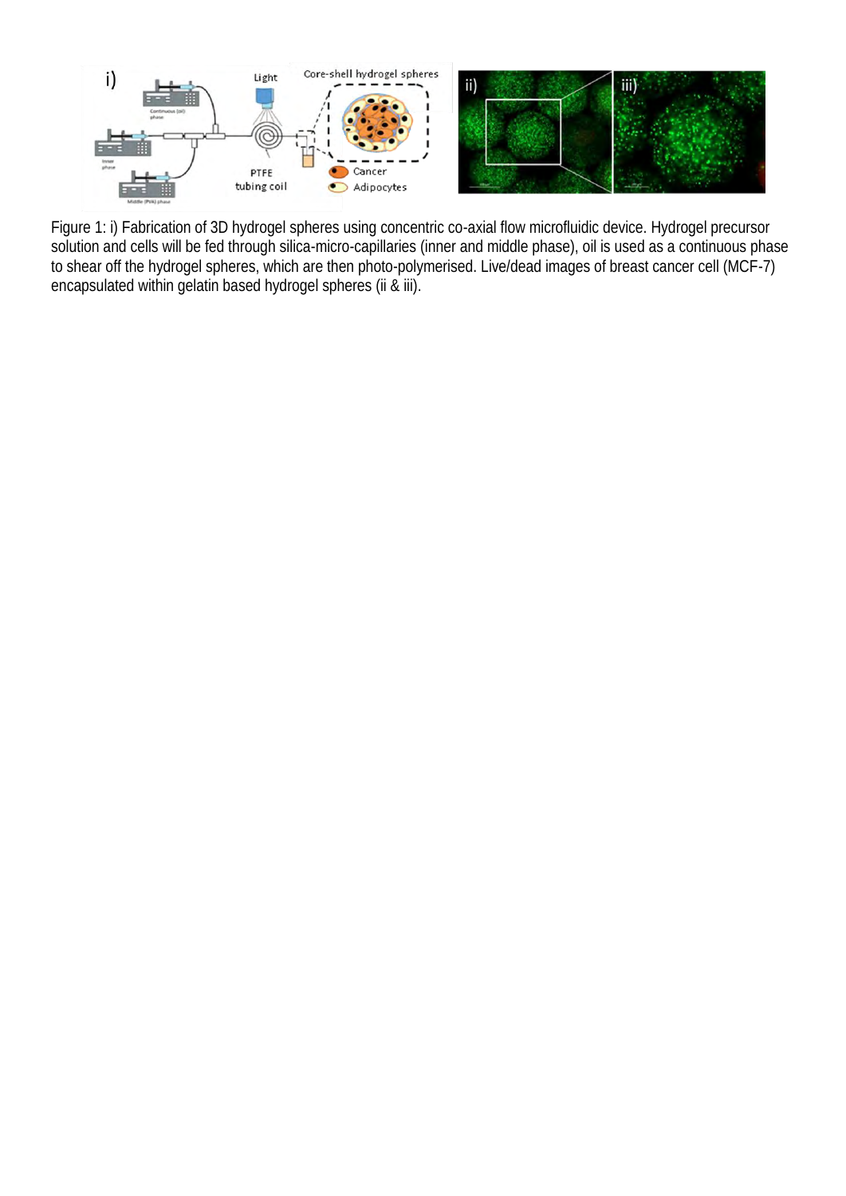Figure 1: i) Fabrication of 3D hydrogel spheres using concentric co-axial flow microfluidic device. Hydrogel precursor solution and cells will be fed through silica-micro-capillaries (inner and middle phase), oil is used as a continuous phase to shear off the hydrogel spheres, which are then photo-polymerised. Live/dead images of breast cancer cell (MCF-7) encapsulated within gelatin based hydrogel spheres (ii & iii).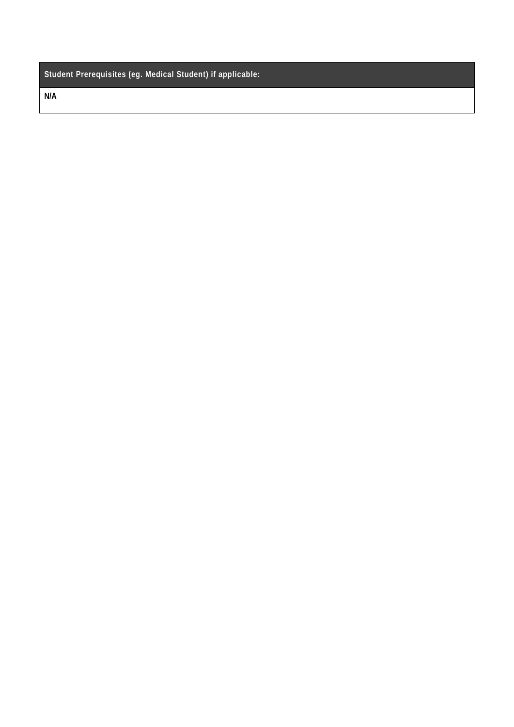| Student Prerequisites (eg. Medical Student) if applicable: |
| --- |
| N/A |